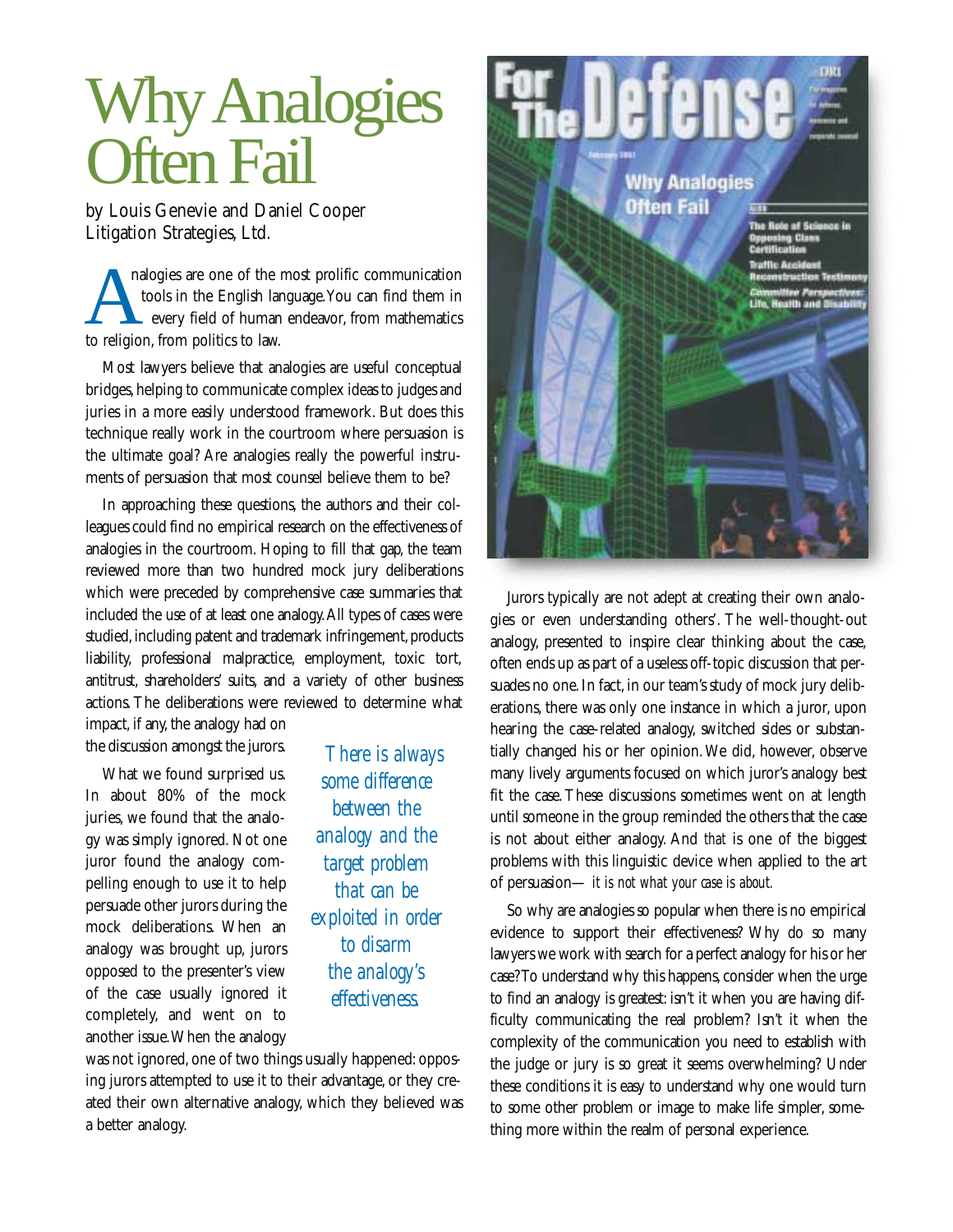# Why Analogies Often Fail

by Louis Genevie and Daniel Cooper
Litigation Strategies, Ltd.

Analogies are one of the most prolific communication tools in the English language. You can find them in every field of human endeavor, from mathematics to religion, from politics to law.

Most lawyers believe that analogies are useful conceptual bridges, helping to communicate complex ideas to judges and juries in a more easily understood framework. But does this technique really work in the courtroom where persuasion is the ultimate goal? Are analogies really the powerful instruments of persuasion that most counsel believe them to be?

In approaching these questions, the authors and their colleagues could find no empirical research on the effectiveness of analogies in the courtroom. Hoping to fill that gap, the team reviewed more than two hundred mock jury deliberations which were preceded by comprehensive case summaries that included the use of at least one analogy. All types of cases were studied, including patent and trademark infringement, products liability, professional malpractice, employment, toxic tort, antitrust, shareholders' suits, and a variety of other business actions. The deliberations were reviewed to determine what impact, if any, the analogy had on the discussion amongst the jurors.

What we found surprised us. In about 80% of the mock juries, we found that the analogy was simply ignored. Not one juror found the analogy compelling enough to use it to help persuade other jurors during the mock deliberations. When an analogy was brought up, jurors opposed to the presenter's view of the case usually ignored it completely, and went on to another issue. When the analogy was not ignored, one of two things usually happened: opposing jurors attempted to use it to their advantage, or they created their own alternative analogy, which they believed was a better analogy.

*There is always some difference between the analogy and the target problem that can be exploited in order to disarm the analogy's effectiveness.*

Jurors typically are not adept at creating their own analogies or even understanding others'. The well-thought-out analogy, presented to inspire clear thinking about the case, often ends up as part of a useless off-topic discussion that persuades no one. In fact, in our team's study of mock jury deliberations, there was only one instance in which a juror, upon hearing the case-related analogy, switched sides or substantially changed his or her opinion. We did, however, observe many lively arguments focused on which juror's analogy best fit the case. These discussions sometimes went on at length until someone in the group reminded the others that the case is not about either analogy. And *that* is one of the biggest problems with this linguistic device when applied to the art of persuasion— *it is not what your case is about.*

So why are analogies so popular when there is no empirical evidence to support their effectiveness? Why do so many lawyers we work with search for a perfect analogy for his or her case? To understand why this happens, consider when the urge to find an analogy is greatest: isn't it when you are having difficulty communicating the real problem? Isn't it when the complexity of the communication you need to establish with the judge or jury is so great it seems overwhelming? Under these conditions it is easy to understand why one would turn to some other problem or image to make life simpler, something more within the realm of personal experience.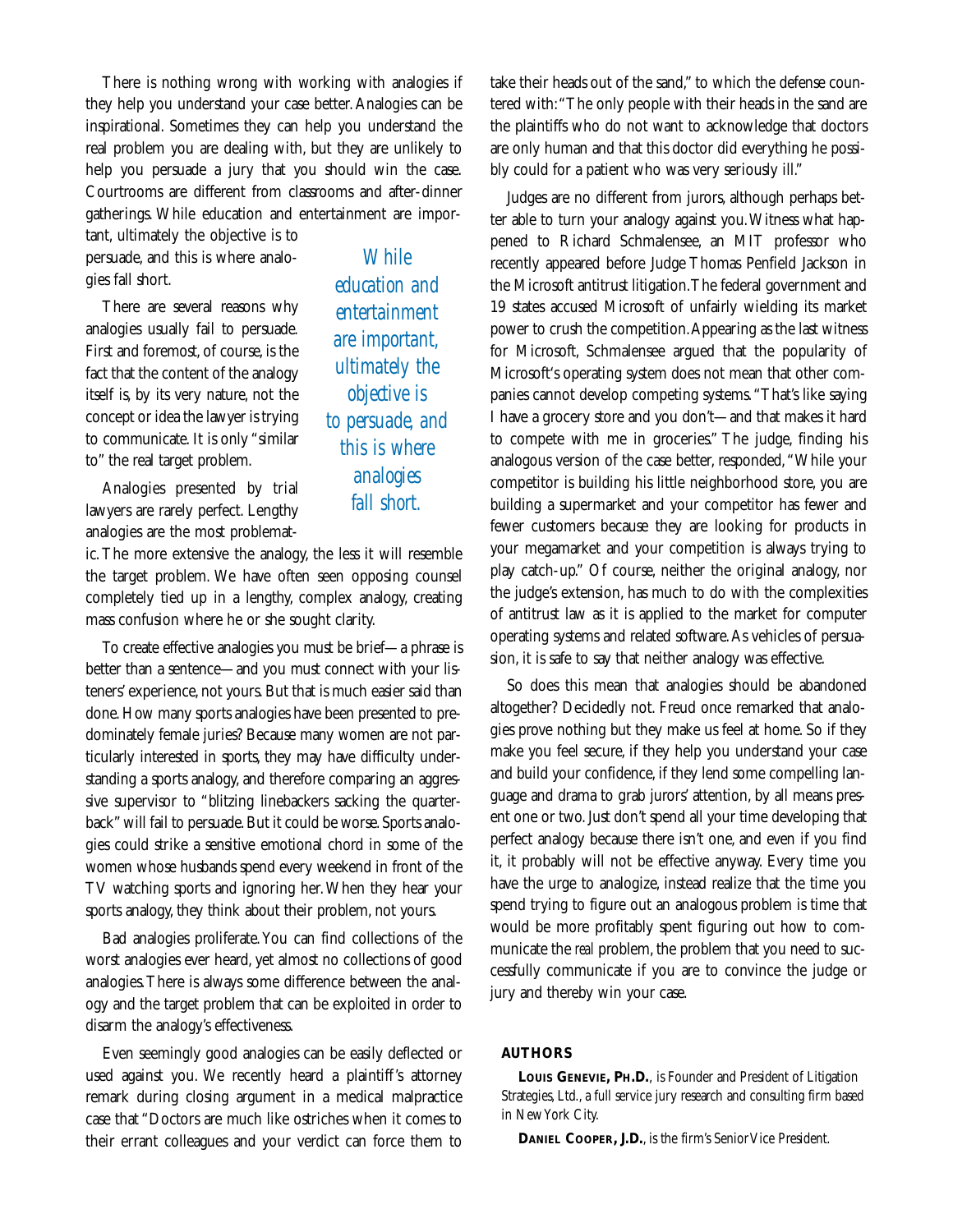There is nothing wrong with working with analogies if they help you understand your case better. Analogies can be inspirational. Sometimes they can help you understand the real problem you are dealing with, but they are unlikely to help you persuade a jury that you should win the case. Courtrooms are different from classrooms and after-dinner gatherings. While education and entertainment are important, ultimately the objective is to persuade, and this is where analogies fall short.

> *While education and entertainment are important, ultimately the objective is to persuade, and this is where analogies fall short.*

There are several reasons why analogies usually fail to persuade. First and foremost, of course, is the fact that the content of the analogy itself is, by its very nature, not the concept or idea the lawyer is trying to communicate. It is only "similar to" the real target problem.

Analogies presented by trial lawyers are rarely perfect. Lengthy analogies are the most problematic. The more extensive the analogy, the less it will resemble the target problem. We have often seen opposing counsel completely tied up in a lengthy, complex analogy, creating mass confusion where he or she sought clarity.

To create effective analogies you must be brief—a phrase is better than a sentence—and you must connect with your listeners' experience, not yours. But that is much easier said than done. How many sports analogies have been presented to predominately female juries? Because many women are not particularly interested in sports, they may have difficulty understanding a sports analogy, and therefore comparing an aggressive supervisor to "blitzing linebackers sacking the quarterback" will fail to persuade. But it could be worse. Sports analogies could strike a sensitive emotional chord in some of the women whose husbands spend every weekend in front of the TV watching sports and ignoring her. When they hear your sports analogy, they think about their problem, not yours.

Bad analogies proliferate. You can find collections of the worst analogies ever heard, yet almost no collections of good analogies. There is always some difference between the analogy and the target problem that can be exploited in order to disarm the analogy's effectiveness.

Even seemingly good analogies can be easily deflected or used against you. We recently heard a plaintiff's attorney remark during closing argument in a medical malpractice case that "Doctors are much like ostriches when it comes to their errant colleagues and your verdict can force them to take their heads out of the sand," to which the defense countered with: "The only people with their heads in the sand are the plaintiffs who do not want to acknowledge that doctors are only human and that this doctor did everything he possibly could for a patient who was very seriously ill."

Judges are no different from jurors, although perhaps better able to turn your analogy against you. Witness what happened to Richard Schmalensee, an MIT professor who recently appeared before Judge Thomas Penfield Jackson in the Microsoft antitrust litigation. The federal government and 19 states accused Microsoft of unfairly wielding its market power to crush the competition. Appearing as the last witness for Microsoft, Schmalensee argued that the popularity of Microsoft's operating system does not mean that other companies cannot develop competing systems. "That's like saying I have a grocery store and you don't—and that makes it hard to compete with me in groceries." The judge, finding his analogous version of the case better, responded, "While your competitor is building his little neighborhood store, you are building a supermarket and your competitor has fewer and fewer customers because they are looking for products in your megamarket and your competition is always trying to play catch-up." Of course, neither the original analogy, nor the judge's extension, has much to do with the complexities of antitrust law as it is applied to the market for computer operating systems and related software. As vehicles of persuasion, it is safe to say that neither analogy was effective.

So does this mean that analogies should be abandoned altogether? Decidedly not. Freud once remarked that analogies prove nothing but they make us feel at home. So if they make you feel secure, if they help you understand your case and build your confidence, if they lend some compelling language and drama to grab jurors' attention, by all means present one or two. Just don't spend all your time developing that perfect analogy because there isn't one, and even if you find it, it probably will not be effective anyway. Every time you have the urge to analogize, instead realize that the time you spend trying to figure out an analogous problem is time that would be more profitably spent figuring out how to communicate the *real* problem, the problem that you need to successfully communicate if you are to convince the judge or jury and thereby win your case.

## AUTHORS

**LOUIS GENEVIE, PH.D.**, is Founder and President of Litigation Strategies, Ltd., a full service jury research and consulting firm based in New York City.

**DANIEL COOPER, J.D.**, is the firm's Senior Vice President.